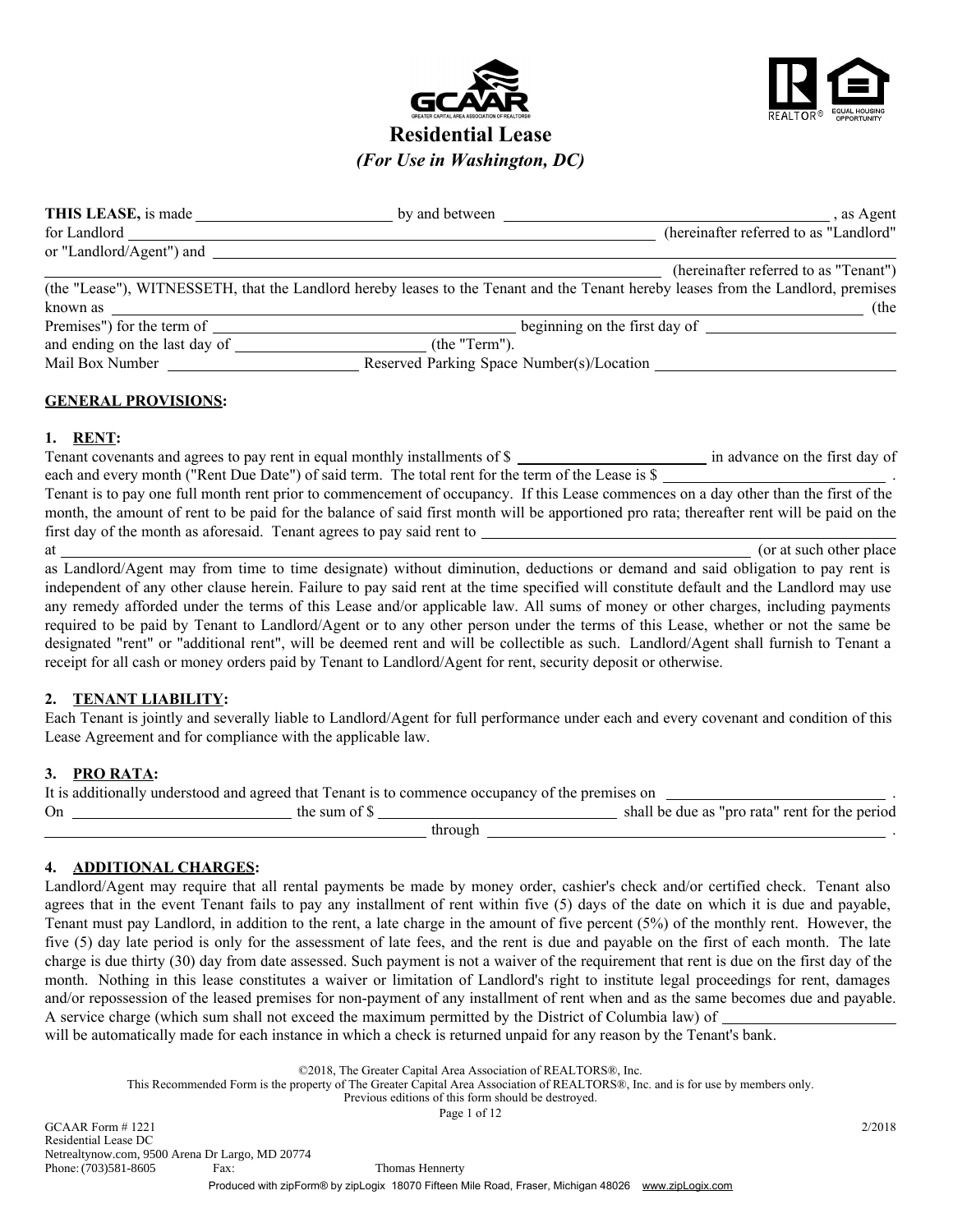# Residential Lease

***(For Use in Washington, DC)***

**THIS LEASE,** is made ________________________ by and between ________________________________________ , as Agent for Landlord ________________________________________________________________ (hereinafter referred to as "Landlord" or "Landlord/Agent") and ________________________________________________________________

________________________________________________________________ (hereinafter referred to as "Tenant") (the "Lease"), WITNESSETH, that the Landlord hereby leases to the Tenant and the Tenant hereby leases from the Landlord, premises known as ________________________________________________________________ (the Premises") for the term of ____________________________________ beginning on the first day of ________________________ and ending on the last day of ________________________ (the "Term").

Mail Box Number ________________________ Reserved Parking Space Number(s)/Location ________________________________

**GENERAL PROVISIONS:**

**1. RENT:**

Tenant covenants and agrees to pay rent in equal monthly installments of $ ________________________ in advance on the first day of each and every month ("Rent Due Date") of said term. The total rent for the term of the Lease is $ ____________________________ . Tenant is to pay one full month rent prior to commencement of occupancy. If this Lease commences on a day other than the first of the month, the amount of rent to be paid for the balance of said first month will be apportioned pro rata; thereafter rent will be paid on the first day of the month as aforesaid. Tenant agrees to pay said rent to ________________________________________________ at ________________________________________________________________ (or at such other place as Landlord/Agent may from time to time designate) without diminution, deductions or demand and said obligation to pay rent is independent of any other clause herein. Failure to pay said rent at the time specified will constitute default and the Landlord may use any remedy afforded under the terms of this Lease and/or applicable law. All sums of money or other charges, including payments required to be paid by Tenant to Landlord/Agent or to any other person under the terms of this Lease, whether or not the same be designated "rent" or "additional rent", will be deemed rent and will be collectible as such. Landlord/Agent shall furnish to Tenant a receipt for all cash or money orders paid by Tenant to Landlord/Agent for rent, security deposit or otherwise.

**2. TENANT LIABILITY:**

Each Tenant is jointly and severally liable to Landlord/Agent for full performance under each and every covenant and condition of this Lease Agreement and for compliance with the applicable law.

**3. PRO RATA:**

It is additionally understood and agreed that Tenant is to commence occupancy of the premises on ____________________________ . On ____________________________ the sum of $ ____________________________ shall be due as "pro rata" rent for the period ________________________________________________ through ________________________________________________ .

**4. ADDITIONAL CHARGES:**

Landlord/Agent may require that all rental payments be made by money order, cashier's check and/or certified check. Tenant also agrees that in the event Tenant fails to pay any installment of rent within five (5) days of the date on which it is due and payable, Tenant must pay Landlord, in addition to the rent, a late charge in the amount of five percent (5%) of the monthly rent. However, the five (5) day late period is only for the assessment of late fees, and the rent is due and payable on the first of each month. The late charge is due thirty (30) day from date assessed. Such payment is not a waiver of the requirement that rent is due on the first day of the month. Nothing in this lease constitutes a waiver or limitation of Landlord's right to institute legal proceedings for rent, damages and/or repossession of the leased premises for non-payment of any installment of rent when and as the same becomes due and payable. A service charge (which sum shall not exceed the maximum permitted by the District of Columbia law) of ________________________ will be automatically made for each instance in which a check is returned unpaid for any reason by the Tenant's bank.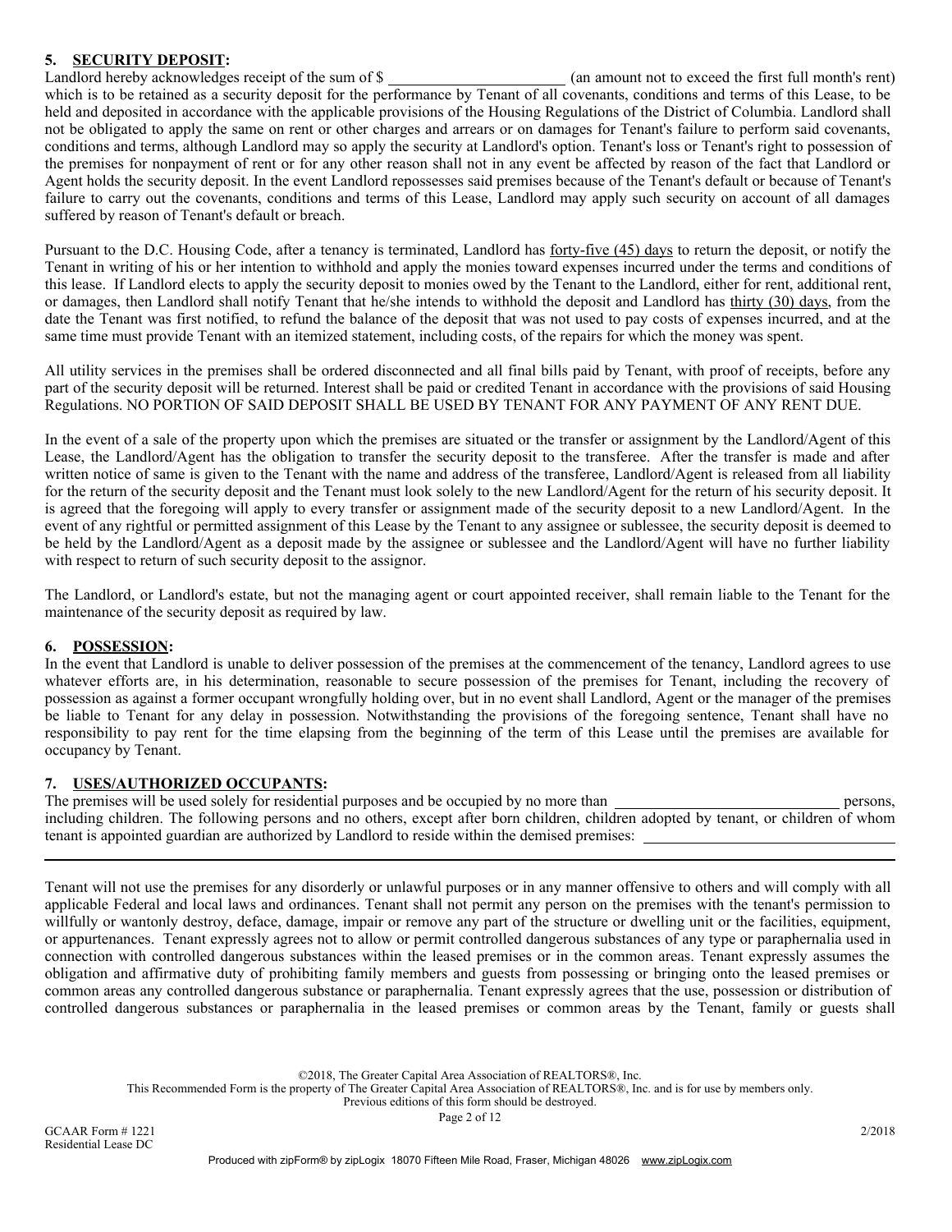**5. <u>SECURITY DEPOSIT</u>:**

Landlord hereby acknowledges receipt of the sum of $ ______________________ (an amount not to exceed the first full month's rent) which is to be retained as a security deposit for the performance by Tenant of all covenants, conditions and terms of this Lease, to be held and deposited in accordance with the applicable provisions of the Housing Regulations of the District of Columbia. Landlord shall not be obligated to apply the same on rent or other charges and arrears or on damages for Tenant's failure to perform said covenants, conditions and terms, although Landlord may so apply the security at Landlord's option. Tenant's loss or Tenant's right to possession of the premises for nonpayment of rent or for any other reason shall not in any event be affected by reason of the fact that Landlord or Agent holds the security deposit. In the event Landlord repossesses said premises because of the Tenant's default or because of Tenant's failure to carry out the covenants, conditions and terms of this Lease, Landlord may apply such security on account of all damages suffered by reason of Tenant's default or breach.

Pursuant to the D.C. Housing Code, after a tenancy is terminated, Landlord has <u>forty-five (45) days</u> to return the deposit, or notify the Tenant in writing of his or her intention to withhold and apply the monies toward expenses incurred under the terms and conditions of this lease. If Landlord elects to apply the security deposit to monies owed by the Tenant to the Landlord, either for rent, additional rent, or damages, then Landlord shall notify Tenant that he/she intends to withhold the deposit and Landlord has <u>thirty (30) days</u>, from the date the Tenant was first notified, to refund the balance of the deposit that was not used to pay costs of expenses incurred, and at the same time must provide Tenant with an itemized statement, including costs, of the repairs for which the money was spent.

All utility services in the premises shall be ordered disconnected and all final bills paid by Tenant, with proof of receipts, before any part of the security deposit will be returned. Interest shall be paid or credited Tenant in accordance with the provisions of said Housing Regulations. NO PORTION OF SAID DEPOSIT SHALL BE USED BY TENANT FOR ANY PAYMENT OF ANY RENT DUE.

In the event of a sale of the property upon which the premises are situated or the transfer or assignment by the Landlord/Agent of this Lease, the Landlord/Agent has the obligation to transfer the security deposit to the transferee. After the transfer is made and after written notice of same is given to the Tenant with the name and address of the transferee, Landlord/Agent is released from all liability for the return of the security deposit and the Tenant must look solely to the new Landlord/Agent for the return of his security deposit. It is agreed that the foregoing will apply to every transfer or assignment made of the security deposit to a new Landlord/Agent. In the event of any rightful or permitted assignment of this Lease by the Tenant to any assignee or sublessee, the security deposit is deemed to be held by the Landlord/Agent as a deposit made by the assignee or sublessee and the Landlord/Agent will have no further liability with respect to return of such security deposit to the assignor.

The Landlord, or Landlord's estate, but not the managing agent or court appointed receiver, shall remain liable to the Tenant for the maintenance of the security deposit as required by law.

**6. <u>POSSESSION</u>:**

In the event that Landlord is unable to deliver possession of the premises at the commencement of the tenancy, Landlord agrees to use whatever efforts are, in his determination, reasonable to secure possession of the premises for Tenant, including the recovery of possession as against a former occupant wrongfully holding over, but in no event shall Landlord, Agent or the manager of the premises be liable to Tenant for any delay in possession. Notwithstanding the provisions of the foregoing sentence, Tenant shall have no responsibility to pay rent for the time elapsing from the beginning of the term of this Lease until the premises are available for occupancy by Tenant.

**7. <u>USES/AUTHORIZED OCCUPANTS</u>:**

The premises will be used solely for residential purposes and be occupied by no more than ______________________________ persons, including children. The following persons and no others, except after born children, children adopted by tenant, or children of whom tenant is appointed guardian are authorized by Landlord to reside within the demised premises: ______________________________

______________________________________________________________________________________________

Tenant will not use the premises for any disorderly or unlawful purposes or in any manner offensive to others and will comply with all applicable Federal and local laws and ordinances. Tenant shall not permit any person on the premises with the tenant's permission to willfully or wantonly destroy, deface, damage, impair or remove any part of the structure or dwelling unit or the facilities, equipment, or appurtenances. Tenant expressly agrees not to allow or permit controlled dangerous substances of any type or paraphernalia used in connection with controlled dangerous substances within the leased premises or in the common areas. Tenant expressly assumes the obligation and affirmative duty of prohibiting family members and guests from possessing or bringing onto the leased premises or common areas any controlled dangerous substance or paraphernalia. Tenant expressly agrees that the use, possession or distribution of controlled dangerous substances or paraphernalia in the leased premises or common areas by the Tenant, family or guests shall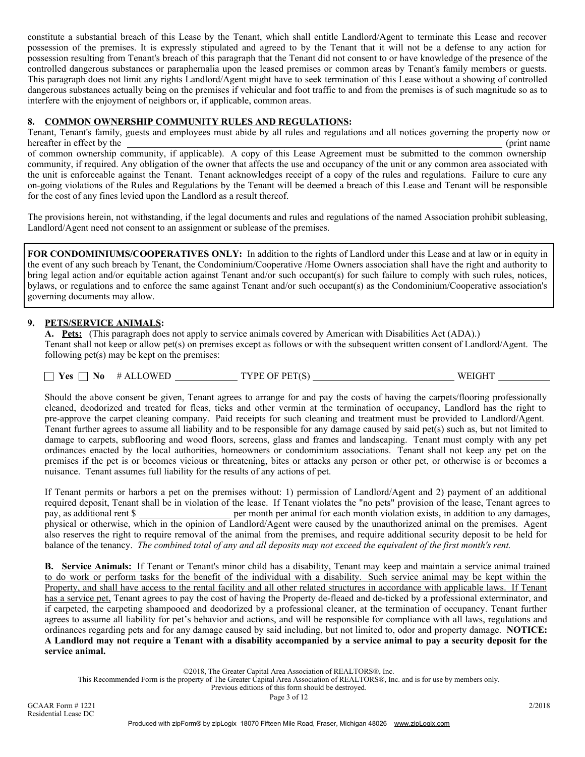constitute a substantial breach of this Lease by the Tenant, which shall entitle Landlord/Agent to terminate this Lease and recover possession of the premises. It is expressly stipulated and agreed to by the Tenant that it will not be a defense to any action for possession resulting from Tenant's breach of this paragraph that the Tenant did not consent to or have knowledge of the presence of the controlled dangerous substances or paraphernalia upon the leased premises or common areas by Tenant's family members or guests. This paragraph does not limit any rights Landlord/Agent might have to seek termination of this Lease without a showing of controlled dangerous substances actually being on the premises if vehicular and foot traffic to and from the premises is of such magnitude so as to interfere with the enjoyment of neighbors or, if applicable, common areas.

**8. COMMON OWNERSHIP COMMUNITY RULES AND REGULATIONS:**
Tenant, Tenant's family, guests and employees must abide by all rules and regulations and all notices governing the property now or hereafter in effect by the ________________________________________ (print name of common ownership community, if applicable). A copy of this Lease Agreement must be submitted to the common ownership community, if required. Any obligation of the owner that affects the use and occupancy of the unit or any common area associated with the unit is enforceable against the Tenant. Tenant acknowledges receipt of a copy of the rules and regulations. Failure to cure any on-going violations of the Rules and Regulations by the Tenant will be deemed a breach of this Lease and Tenant will be responsible for the cost of any fines levied upon the Landlord as a result thereof.

The provisions herein, not withstanding, if the legal documents and rules and regulations of the named Association prohibit subleasing, Landlord/Agent need not consent to an assignment or sublease of the premises.

**FOR CONDOMINIUMS/COOPERATIVES ONLY:** In addition to the rights of Landlord under this Lease and at law or in equity in the event of any such breach by Tenant, the Condominium/Cooperative /Home Owners association shall have the right and authority to bring legal action and/or equitable action against Tenant and/or such occupant(s) for such failure to comply with such rules, notices, bylaws, or regulations and to enforce the same against Tenant and/or such occupant(s) as the Condominium/Cooperative association's governing documents may allow.

**9. PETS/SERVICE ANIMALS:**

**A. Pets:** (This paragraph does not apply to service animals covered by American with Disabilities Act (ADA).)
Tenant shall not keep or allow pet(s) on premises except as follows or with the subsequent written consent of Landlord/Agent. The following pet(s) may be kept on the premises:

☐ **Yes** ☐ **No** # ALLOWED ____________ TYPE OF PET(S) ____________________________ WEIGHT __________

Should the above consent be given, Tenant agrees to arrange for and pay the costs of having the carpets/flooring professionally cleaned, deodorized and treated for fleas, ticks and other vermin at the termination of occupancy, Landlord has the right to pre-approve the carpet cleaning company. Paid receipts for such cleaning and treatment must be provided to Landlord/Agent. Tenant further agrees to assume all liability and to be responsible for any damage caused by said pet(s) such as, but not limited to damage to carpets, subflooring and wood floors, screens, glass and frames and landscaping. Tenant must comply with any pet ordinances enacted by the local authorities, homeowners or condominium associations. Tenant shall not keep any pet on the premises if the pet is or becomes vicious or threatening, bites or attacks any person or other pet, or otherwise is or becomes a nuisance. Tenant assumes full liability for the results of any actions of pet.

If Tenant permits or harbors a pet on the premises without: 1) permission of Landlord/Agent and 2) payment of an additional required deposit, Tenant shall be in violation of the lease. If Tenant violates the "no pets" provision of the lease, Tenant agrees to pay, as additional rent $ ________________ per month per animal for each month violation exists, in addition to any damages, physical or otherwise, which in the opinion of Landlord/Agent were caused by the unauthorized animal on the premises. Agent also reserves the right to require removal of the animal from the premises, and require additional security deposit to be held for balance of the tenancy. *The combined total of any and all deposits may not exceed the equivalent of the first month's rent.*

**B. Service Animals:** If Tenant or Tenant's minor child has a disability, Tenant may keep and maintain a service animal trained to do work or perform tasks for the benefit of the individual with a disability. Such service animal may be kept within the Property, and shall have access to the rental facility and all other related structures in accordance with applicable laws. If Tenant has a service pet, Tenant agrees to pay the cost of having the Property de-fleaed and de-ticked by a professional exterminator, and if carpeted, the carpeting shampooed and deodorized by a professional cleaner, at the termination of occupancy. Tenant further agrees to assume all liability for pet's behavior and actions, and will be responsible for compliance with all laws, regulations and ordinances regarding pets and for any damage caused by said including, but not limited to, odor and property damage. **NOTICE: A Landlord may not require a Tenant with a disability accompanied by a service animal to pay a security deposit for the service animal.**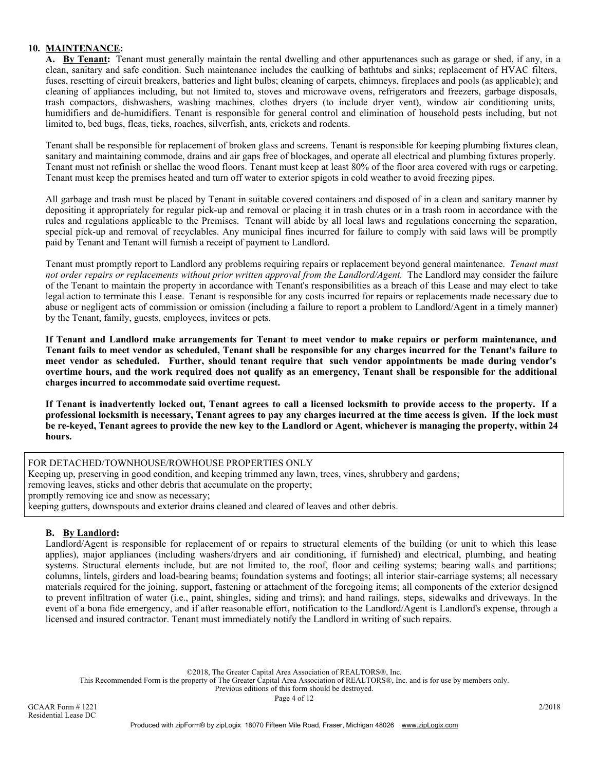**10. <u>MAINTENANCE</u>:**

**A. <u>By Tenant</u>:** Tenant must generally maintain the rental dwelling and other appurtenances such as garage or shed, if any, in a clean, sanitary and safe condition. Such maintenance includes the caulking of bathtubs and sinks; replacement of HVAC filters, fuses, resetting of circuit breakers, batteries and light bulbs; cleaning of carpets, chimneys, fireplaces and pools (as applicable); and cleaning of appliances including, but not limited to, stoves and microwave ovens, refrigerators and freezers, garbage disposals, trash compactors, dishwashers, washing machines, clothes dryers (to include dryer vent), window air conditioning units, humidifiers and de-humidifiers. Tenant is responsible for general control and elimination of household pests including, but not limited to, bed bugs, fleas, ticks, roaches, silverfish, ants, crickets and rodents.

Tenant shall be responsible for replacement of broken glass and screens. Tenant is responsible for keeping plumbing fixtures clean, sanitary and maintaining commode, drains and air gaps free of blockages, and operate all electrical and plumbing fixtures properly. Tenant must not refinish or shellac the wood floors. Tenant must keep at least 80% of the floor area covered with rugs or carpeting. Tenant must keep the premises heated and turn off water to exterior spigots in cold weather to avoid freezing pipes.

All garbage and trash must be placed by Tenant in suitable covered containers and disposed of in a clean and sanitary manner by depositing it appropriately for regular pick-up and removal or placing it in trash chutes or in a trash room in accordance with the rules and regulations applicable to the Premises. Tenant will abide by all local laws and regulations concerning the separation, special pick-up and removal of recyclables. Any municipal fines incurred for failure to comply with said laws will be promptly paid by Tenant and Tenant will furnish a receipt of payment to Landlord.

Tenant must promptly report to Landlord any problems requiring repairs or replacement beyond general maintenance. *Tenant must not order repairs or replacements without prior written approval from the Landlord/Agent.* The Landlord may consider the failure of the Tenant to maintain the property in accordance with Tenant's responsibilities as a breach of this Lease and may elect to take legal action to terminate this Lease. Tenant is responsible for any costs incurred for repairs or replacements made necessary due to abuse or negligent acts of commission or omission (including a failure to report a problem to Landlord/Agent in a timely manner) by the Tenant, family, guests, employees, invitees or pets.

**If Tenant and Landlord make arrangements for Tenant to meet vendor to make repairs or perform maintenance, and Tenant fails to meet vendor as scheduled, Tenant shall be responsible for any charges incurred for the Tenant's failure to meet vendor as scheduled. Further, should tenant require that such vendor appointments be made during vendor's overtime hours, and the work required does not qualify as an emergency, Tenant shall be responsible for the additional charges incurred to accommodate said overtime request.**

**If Tenant is inadvertently locked out, Tenant agrees to call a licensed locksmith to provide access to the property. If a professional locksmith is necessary, Tenant agrees to pay any charges incurred at the time access is given. If the lock must be re-keyed, Tenant agrees to provide the new key to the Landlord or Agent, whichever is managing the property, within 24 hours.**

FOR DETACHED/TOWNHOUSE/ROWHOUSE PROPERTIES ONLY
Keeping up, preserving in good condition, and keeping trimmed any lawn, trees, vines, shrubbery and gardens;
removing leaves, sticks and other debris that accumulate on the property;
promptly removing ice and snow as necessary;
keeping gutters, downspouts and exterior drains cleaned and cleared of leaves and other debris.

**B. <u>By Landlord</u>:**
Landlord/Agent is responsible for replacement of or repairs to structural elements of the building (or unit to which this lease applies), major appliances (including washers/dryers and air conditioning, if furnished) and electrical, plumbing, and heating systems. Structural elements include, but are not limited to, the roof, floor and ceiling systems; bearing walls and partitions; columns, lintels, girders and load-bearing beams; foundation systems and footings; all interior stair-carriage systems; all necessary materials required for the joining, support, fastening or attachment of the foregoing items; all components of the exterior designed to prevent infiltration of water (i.e., paint, shingles, siding and trims); and hand railings, steps, sidewalks and driveways. In the event of a bona fide emergency, and if after reasonable effort, notification to the Landlord/Agent is Landlord's expense, through a licensed and insured contractor. Tenant must immediately notify the Landlord in writing of such repairs.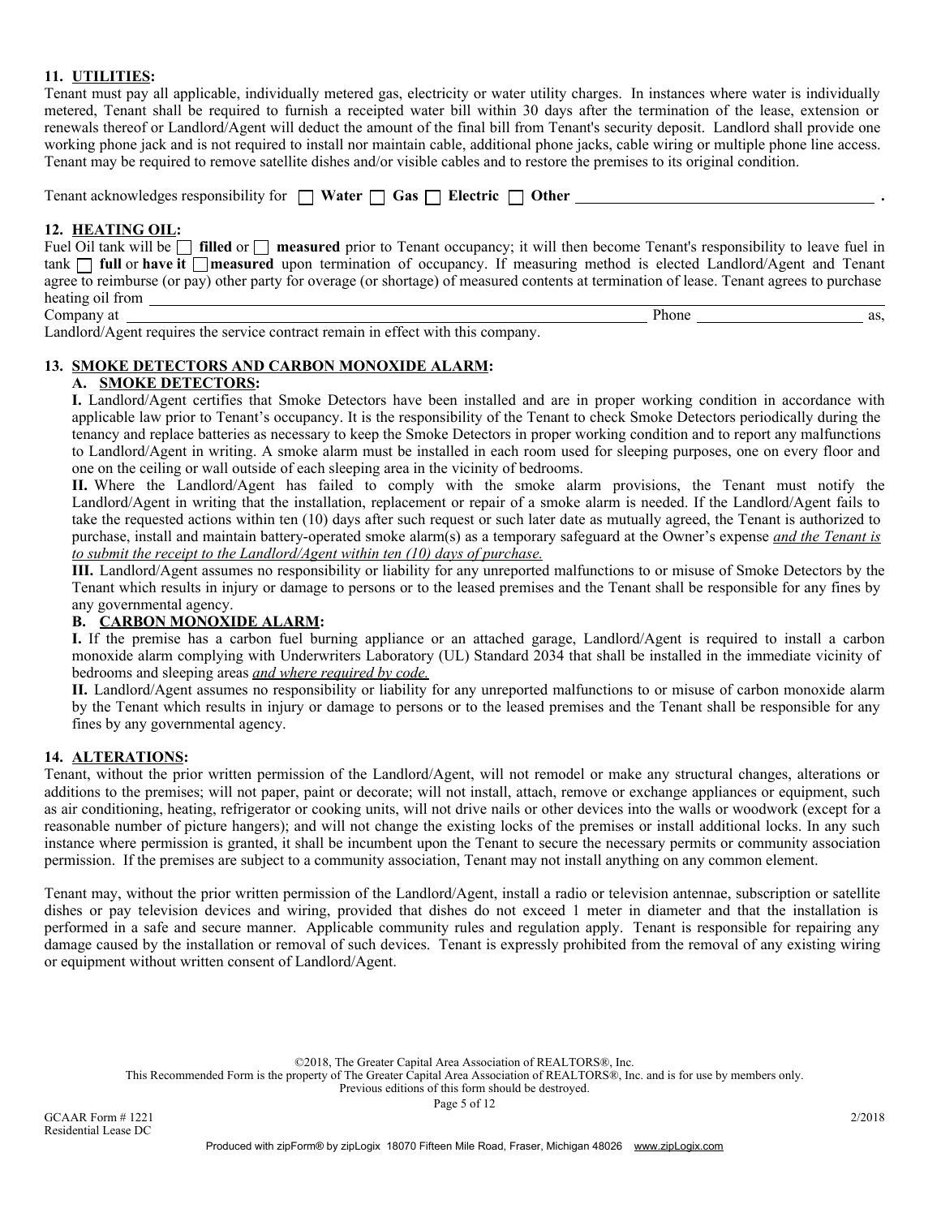**11. UTILITIES:**

Tenant must pay all applicable, individually metered gas, electricity or water utility charges. In instances where water is individually metered, Tenant shall be required to furnish a receipted water bill within 30 days after the termination of the lease, extension or renewals thereof or Landlord/Agent will deduct the amount of the final bill from Tenant's security deposit. Landlord shall provide one working phone jack and is not required to install nor maintain cable, additional phone jacks, cable wiring or multiple phone line access. Tenant may be required to remove satellite dishes and/or visible cables and to restore the premises to its original condition.

Tenant acknowledges responsibility for ☐ **Water** ☐ **Gas** ☐ **Electric** ☐ **Other** ________________________________________ **.**

**12. HEATING OIL:**

Fuel Oil tank will be ☐ **filled** or ☐ **measured** prior to Tenant occupancy; it will then become Tenant's responsibility to leave fuel in tank ☐ **full** or **have it** ☐ **measured** upon termination of occupancy. If measuring method is elected Landlord/Agent and Tenant agree to reimburse (or pay) other party for overage (or shortage) of measured contents at termination of lease. Tenant agrees to purchase heating oil from ________________________________________

Company at ________________________________________ Phone ______________________ as,

Landlord/Agent requires the service contract remain in effect with this company.

**13. SMOKE DETECTORS AND CARBON MONOXIDE ALARM:**

**A. SMOKE DETECTORS:**

**I.** Landlord/Agent certifies that Smoke Detectors have been installed and are in proper working condition in accordance with applicable law prior to Tenant's occupancy. It is the responsibility of the Tenant to check Smoke Detectors periodically during the tenancy and replace batteries as necessary to keep the Smoke Detectors in proper working condition and to report any malfunctions to Landlord/Agent in writing. A smoke alarm must be installed in each room used for sleeping purposes, one on every floor and one on the ceiling or wall outside of each sleeping area in the vicinity of bedrooms.

**II.** Where the Landlord/Agent has failed to comply with the smoke alarm provisions, the Tenant must notify the Landlord/Agent in writing that the installation, replacement or repair of a smoke alarm is needed. If the Landlord/Agent fails to take the requested actions within ten (10) days after such request or such later date as mutually agreed, the Tenant is authorized to purchase, install and maintain battery-operated smoke alarm(s) as a temporary safeguard at the Owner's expense *and the Tenant is to submit the receipt to the Landlord/Agent within ten (10) days of purchase.*

**III.** Landlord/Agent assumes no responsibility or liability for any unreported malfunctions to or misuse of Smoke Detectors by the Tenant which results in injury or damage to persons or to the leased premises and the Tenant shall be responsible for any fines by any governmental agency.

**B. CARBON MONOXIDE ALARM:**

**I.** If the premise has a carbon fuel burning appliance or an attached garage, Landlord/Agent is required to install a carbon monoxide alarm complying with Underwriters Laboratory (UL) Standard 2034 that shall be installed in the immediate vicinity of bedrooms and sleeping areas *and where required by code.*

**II.** Landlord/Agent assumes no responsibility or liability for any unreported malfunctions to or misuse of carbon monoxide alarm by the Tenant which results in injury or damage to persons or to the leased premises and the Tenant shall be responsible for any fines by any governmental agency.

**14. ALTERATIONS:**

Tenant, without the prior written permission of the Landlord/Agent, will not remodel or make any structural changes, alterations or additions to the premises; will not paper, paint or decorate; will not install, attach, remove or exchange appliances or equipment, such as air conditioning, heating, refrigerator or cooking units, will not drive nails or other devices into the walls or woodwork (except for a reasonable number of picture hangers); and will not change the existing locks of the premises or install additional locks. In any such instance where permission is granted, it shall be incumbent upon the Tenant to secure the necessary permits or community association permission. If the premises are subject to a community association, Tenant may not install anything on any common element.

Tenant may, without the prior written permission of the Landlord/Agent, install a radio or television antennae, subscription or satellite dishes or pay television devices and wiring, provided that dishes do not exceed 1 meter in diameter and that the installation is performed in a safe and secure manner. Applicable community rules and regulation apply. Tenant is responsible for repairing any damage caused by the installation or removal of such devices. Tenant is expressly prohibited from the removal of any existing wiring or equipment without written consent of Landlord/Agent.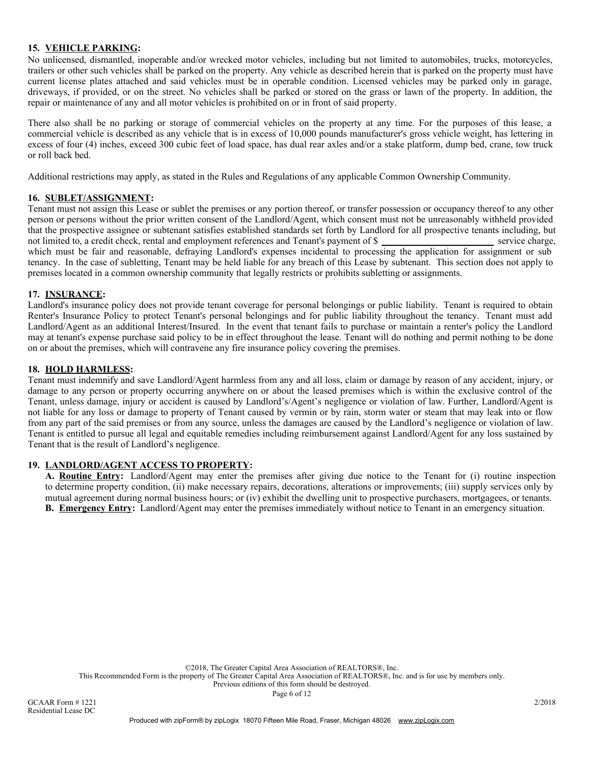**15. <u>VEHICLE PARKING</u>:**

No unlicensed, dismantled, inoperable and/or wrecked motor vehicles, including but not limited to automobiles, trucks, motorcycles, trailers or other such vehicles shall be parked on the property. Any vehicle as described herein that is parked on the property must have current license plates attached and said vehicles must be in operable condition. Licensed vehicles may be parked only in garage, driveways, if provided, or on the street. No vehicles shall be parked or stored on the grass or lawn of the property. In addition, the repair or maintenance of any and all motor vehicles is prohibited on or in front of said property.

There also shall be no parking or storage of commercial vehicles on the property at any time. For the purposes of this lease, a commercial vehicle is described as any vehicle that is in excess of 10,000 pounds manufacturer's gross vehicle weight, has lettering in excess of four (4) inches, exceed 300 cubic feet of load space, has dual rear axles and/or a stake platform, dump bed, crane, tow truck or roll back bed.

Additional restrictions may apply, as stated in the Rules and Regulations of any applicable Common Ownership Community.

**16. <u>SUBLET/ASSIGNMENT</u>:**

Tenant must not assign this Lease or sublet the premises or any portion thereof, or transfer possession or occupancy thereof to any other person or persons without the prior written consent of the Landlord/Agent, which consent must not be unreasonably withheld provided that the prospective assignee or subtenant satisfies established standards set forth by Landlord for all prospective tenants including, but not limited to, a credit check, rental and employment references and Tenant's payment of $ \_\_\_\_\_\_\_\_\_\_\_\_\_\_\_\_\_\_\_\_ service charge, which must be fair and reasonable, defraying Landlord's expenses incidental to processing the application for assignment or sub tenancy. In the case of subletting, Tenant may be held liable for any breach of this Lease by subtenant. This section does not apply to premises located in a common ownership community that legally restricts or prohibits subletting or assignments.

**17. <u>INSURANCE</u>:**

Landlord's insurance policy does not provide tenant coverage for personal belongings or public liability. Tenant is required to obtain Renter's Insurance Policy to protect Tenant's personal belongings and for public liability throughout the tenancy. Tenant must add Landlord/Agent as an additional Interest/Insured. In the event that tenant fails to purchase or maintain a renter's policy the Landlord may at tenant's expense purchase said policy to be in effect throughout the lease. Tenant will do nothing and permit nothing to be done on or about the premises, which will contravene any fire insurance policy covering the premises.

**18. <u>HOLD HARMLESS</u>:**

Tenant must indemnify and save Landlord/Agent harmless from any and all loss, claim or damage by reason of any accident, injury, or damage to any person or property occurring anywhere on or about the leased premises which is within the exclusive control of the Tenant, unless damage, injury or accident is caused by Landlord's/Agent's negligence or violation of law. Further, Landlord/Agent is not liable for any loss or damage to property of Tenant caused by vermin or by rain, storm water or steam that may leak into or flow from any part of the said premises or from any source, unless the damages are caused by the Landlord's negligence or violation of law. Tenant is entitled to pursue all legal and equitable remedies including reimbursement against Landlord/Agent for any loss sustained by Tenant that is the result of Landlord's negligence.

**19. <u>LANDLORD/AGENT ACCESS TO PROPERTY</u>:**

**A. <u>Routine Entry</u>:** Landlord/Agent may enter the premises after giving due notice to the Tenant for (i) routine inspection to determine property condition, (ii) make necessary repairs, decorations, alterations or improvements; (iii) supply services only by mutual agreement during normal business hours; or (iv) exhibit the dwelling unit to prospective purchasers, mortgagees, or tenants.

**B. <u>Emergency Entry</u>:** Landlord/Agent may enter the premises immediately without notice to Tenant in an emergency situation.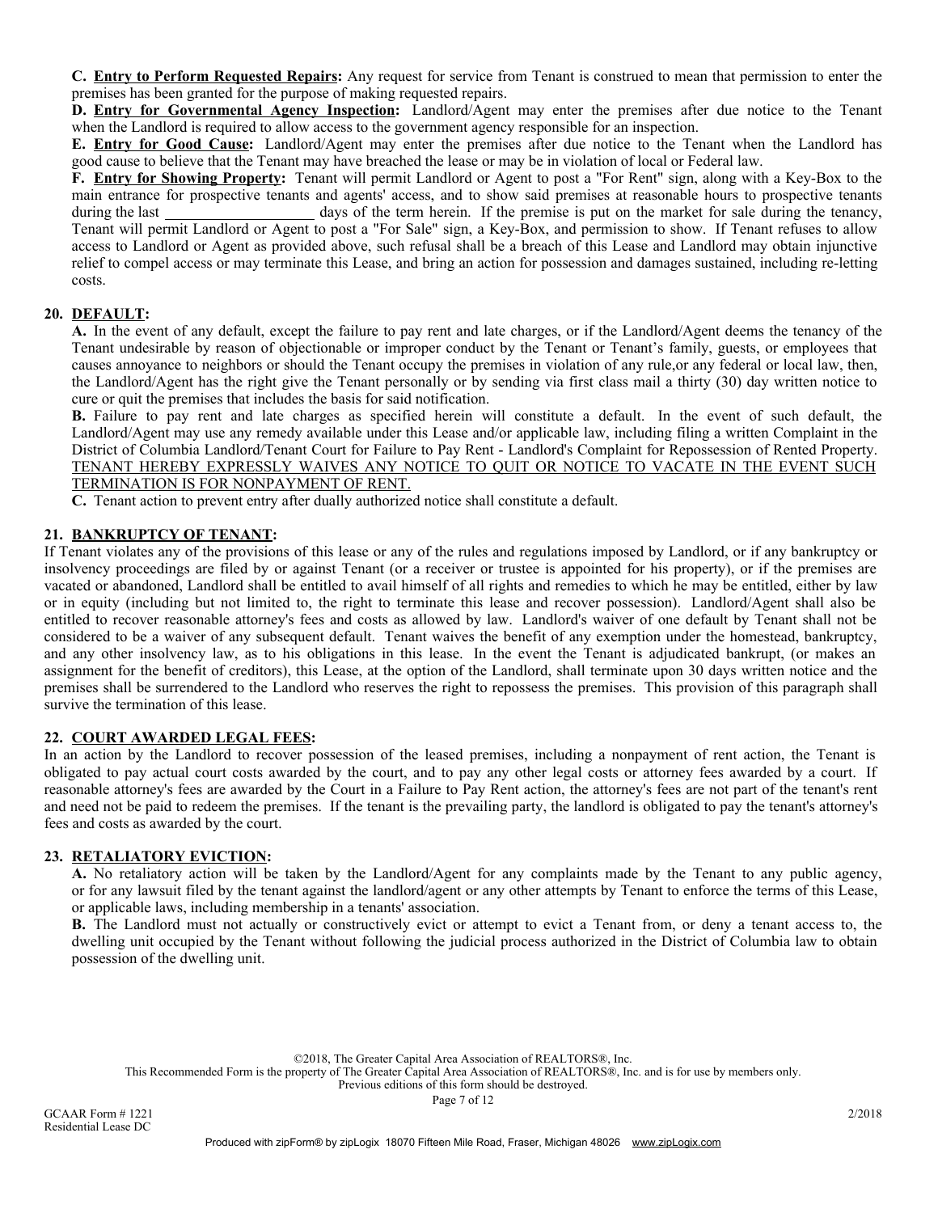**C. Entry to Perform Requested Repairs:** Any request for service from Tenant is construed to mean that permission to enter the premises has been granted for the purpose of making requested repairs.

**D. Entry for Governmental Agency Inspection:** Landlord/Agent may enter the premises after due notice to the Tenant when the Landlord is required to allow access to the government agency responsible for an inspection.

**E. Entry for Good Cause:** Landlord/Agent may enter the premises after due notice to the Tenant when the Landlord has good cause to believe that the Tenant may have breached the lease or may be in violation of local or Federal law.

**F. Entry for Showing Property:** Tenant will permit Landlord or Agent to post a "For Rent" sign, along with a Key-Box to the main entrance for prospective tenants and agents' access, and to show said premises at reasonable hours to prospective tenants during the last ____________________ days of the term herein. If the premise is put on the market for sale during the tenancy, Tenant will permit Landlord or Agent to post a "For Sale" sign, a Key-Box, and permission to show. If Tenant refuses to allow access to Landlord or Agent as provided above, such refusal shall be a breach of this Lease and Landlord may obtain injunctive relief to compel access or may terminate this Lease, and bring an action for possession and damages sustained, including re-letting costs.

## 20. DEFAULT:

**A.** In the event of any default, except the failure to pay rent and late charges, or if the Landlord/Agent deems the tenancy of the Tenant undesirable by reason of objectionable or improper conduct by the Tenant or Tenant's family, guests, or employees that causes annoyance to neighbors or should the Tenant occupy the premises in violation of any rule,or any federal or local law, then, the Landlord/Agent has the right give the Tenant personally or by sending via first class mail a thirty (30) day written notice to cure or quit the premises that includes the basis for said notification.

**B.** Failure to pay rent and late charges as specified herein will constitute a default. In the event of such default, the Landlord/Agent may use any remedy available under this Lease and/or applicable law, including filing a written Complaint in the District of Columbia Landlord/Tenant Court for Failure to Pay Rent - Landlord's Complaint for Repossession of Rented Property. TENANT HEREBY EXPRESSLY WAIVES ANY NOTICE TO QUIT OR NOTICE TO VACATE IN THE EVENT SUCH TERMINATION IS FOR NONPAYMENT OF RENT.

**C.** Tenant action to prevent entry after dually authorized notice shall constitute a default.

## 21. BANKRUPTCY OF TENANT:

If Tenant violates any of the provisions of this lease or any of the rules and regulations imposed by Landlord, or if any bankruptcy or insolvency proceedings are filed by or against Tenant (or a receiver or trustee is appointed for his property), or if the premises are vacated or abandoned, Landlord shall be entitled to avail himself of all rights and remedies to which he may be entitled, either by law or in equity (including but not limited to, the right to terminate this lease and recover possession). Landlord/Agent shall also be entitled to recover reasonable attorney's fees and costs as allowed by law. Landlord's waiver of one default by Tenant shall not be considered to be a waiver of any subsequent default. Tenant waives the benefit of any exemption under the homestead, bankruptcy, and any other insolvency law, as to his obligations in this lease. In the event the Tenant is adjudicated bankrupt, (or makes an assignment for the benefit of creditors), this Lease, at the option of the Landlord, shall terminate upon 30 days written notice and the premises shall be surrendered to the Landlord who reserves the right to repossess the premises. This provision of this paragraph shall survive the termination of this lease.

## 22. COURT AWARDED LEGAL FEES:

In an action by the Landlord to recover possession of the leased premises, including a nonpayment of rent action, the Tenant is obligated to pay actual court costs awarded by the court, and to pay any other legal costs or attorney fees awarded by a court. If reasonable attorney's fees are awarded by the Court in a Failure to Pay Rent action, the attorney's fees are not part of the tenant's rent and need not be paid to redeem the premises. If the tenant is the prevailing party, the landlord is obligated to pay the tenant's attorney's fees and costs as awarded by the court.

## 23. RETALIATORY EVICTION:

**A.** No retaliatory action will be taken by the Landlord/Agent for any complaints made by the Tenant to any public agency, or for any lawsuit filed by the tenant against the landlord/agent or any other attempts by Tenant to enforce the terms of this Lease, or applicable laws, including membership in a tenants' association.

**B.** The Landlord must not actually or constructively evict or attempt to evict a Tenant from, or deny a tenant access to, the dwelling unit occupied by the Tenant without following the judicial process authorized in the District of Columbia law to obtain possession of the dwelling unit.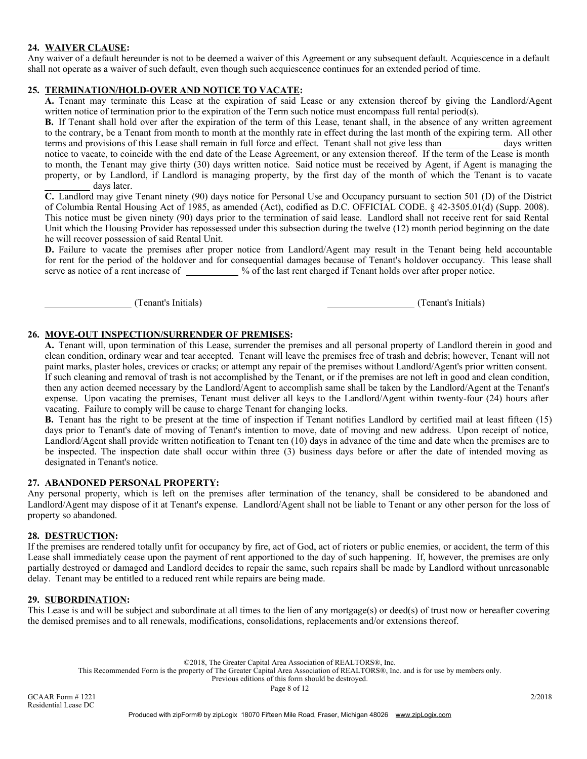**24. WAIVER CLAUSE:**

Any waiver of a default hereunder is not to be deemed a waiver of this Agreement or any subsequent default. Acquiescence in a default shall not operate as a waiver of such default, even though such acquiescence continues for an extended period of time.

**25. TERMINATION/HOLD-OVER AND NOTICE TO VACATE:**

**A.** Tenant may terminate this Lease at the expiration of said Lease or any extension thereof by giving the Landlord/Agent written notice of termination prior to the expiration of the Term such notice must encompass full rental period(s).

**B.** If Tenant shall hold over after the expiration of the term of this Lease, tenant shall, in the absence of any written agreement to the contrary, be a Tenant from month to month at the monthly rate in effect during the last month of the expiring term. All other terms and provisions of this Lease shall remain in full force and effect. Tenant shall not give less than ___________ days written notice to vacate, to coincide with the end date of the Lease Agreement, or any extension thereof. If the term of the Lease is month to month, the Tenant may give thirty (30) days written notice. Said notice must be received by Agent, if Agent is managing the property, or by Landlord, if Landlord is managing property, by the first day of the month of which the Tenant is to vacate _________ days later.

**C.** Landlord may give Tenant ninety (90) days notice for Personal Use and Occupancy pursuant to section 501 (D) of the District of Columbia Rental Housing Act of 1985, as amended (Act), codified as D.C. OFFICIAL CODE. § 42-3505.01(d) (Supp. 2008). This notice must be given ninety (90) days prior to the termination of said lease. Landlord shall not receive rent for said Rental Unit which the Housing Provider has repossessed under this subsection during the twelve (12) month period beginning on the date he will recover possession of said Rental Unit.

**D.** Failure to vacate the premises after proper notice from Landlord/Agent may result in the Tenant being held accountable for rent for the period of the holdover and for consequential damages because of Tenant's holdover occupancy. This lease shall serve as notice of a rent increase of ___________ % of the last rent charged if Tenant holds over after proper notice.

__________________ (Tenant's Initials) __________________ (Tenant's Initials)

**26. MOVE-OUT INSPECTION/SURRENDER OF PREMISES:**

**A.** Tenant will, upon termination of this Lease, surrender the premises and all personal property of Landlord therein in good and clean condition, ordinary wear and tear accepted. Tenant will leave the premises free of trash and debris; however, Tenant will not paint marks, plaster holes, crevices or cracks; or attempt any repair of the premises without Landlord/Agent's prior written consent. If such cleaning and removal of trash is not accomplished by the Tenant, or if the premises are not left in good and clean condition, then any action deemed necessary by the Landlord/Agent to accomplish same shall be taken by the Landlord/Agent at the Tenant's expense. Upon vacating the premises, Tenant must deliver all keys to the Landlord/Agent within twenty-four (24) hours after vacating. Failure to comply will be cause to charge Tenant for changing locks.

**B.** Tenant has the right to be present at the time of inspection if Tenant notifies Landlord by certified mail at least fifteen (15) days prior to Tenant's date of moving of Tenant's intention to move, date of moving and new address. Upon receipt of notice, Landlord/Agent shall provide written notification to Tenant ten (10) days in advance of the time and date when the premises are to be inspected. The inspection date shall occur within three (3) business days before or after the date of intended moving as designated in Tenant's notice.

**27. ABANDONED PERSONAL PROPERTY:**

Any personal property, which is left on the premises after termination of the tenancy, shall be considered to be abandoned and Landlord/Agent may dispose of it at Tenant's expense. Landlord/Agent shall not be liable to Tenant or any other person for the loss of property so abandoned.

**28. DESTRUCTION:**

If the premises are rendered totally unfit for occupancy by fire, act of God, act of rioters or public enemies, or accident, the term of this Lease shall immediately cease upon the payment of rent apportioned to the day of such happening. If, however, the premises are only partially destroyed or damaged and Landlord decides to repair the same, such repairs shall be made by Landlord without unreasonable delay. Tenant may be entitled to a reduced rent while repairs are being made.

**29. SUBORDINATION:**

This Lease is and will be subject and subordinate at all times to the lien of any mortgage(s) or deed(s) of trust now or hereafter covering the demised premises and to all renewals, modifications, consolidations, replacements and/or extensions thereof.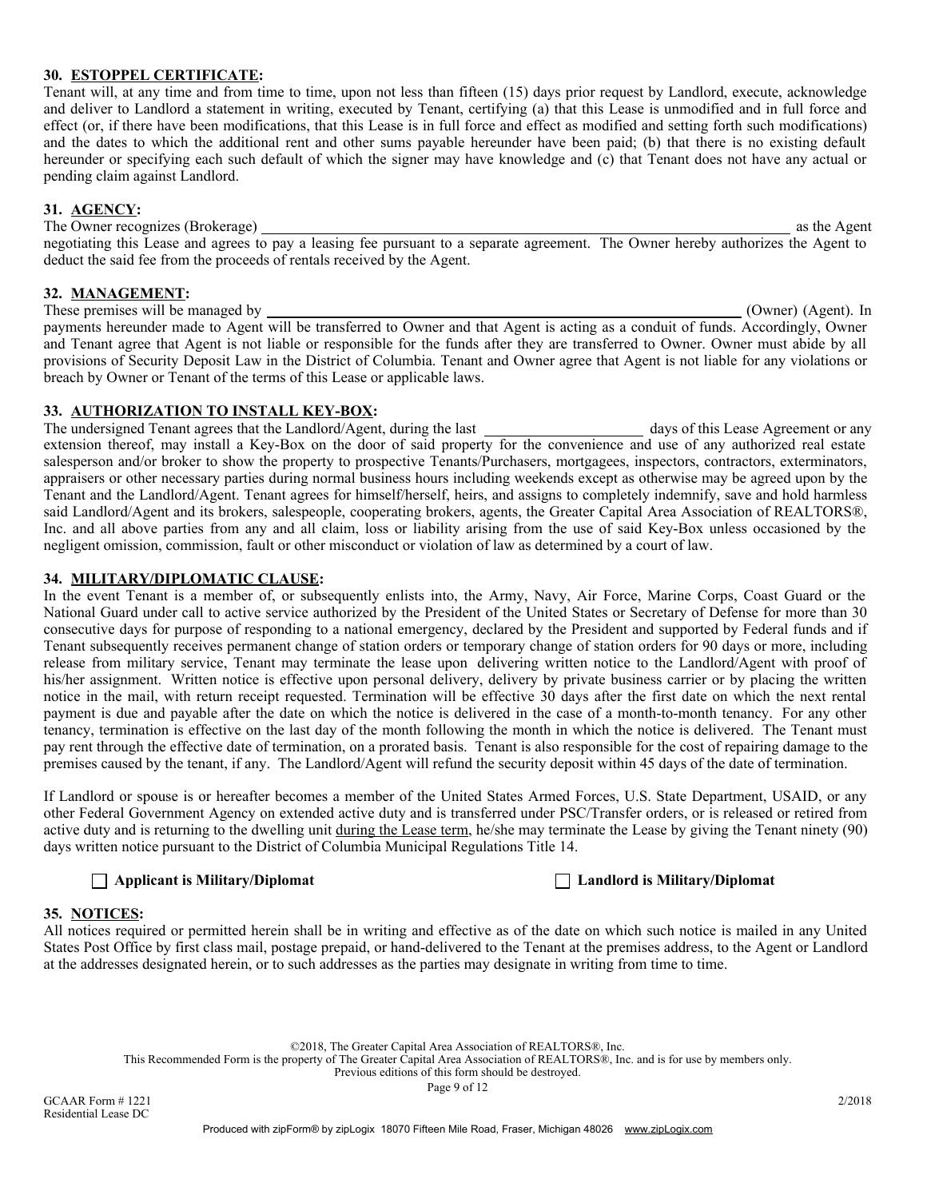**30. ESTOPPEL CERTIFICATE:**
Tenant will, at any time and from time to time, upon not less than fifteen (15) days prior request by Landlord, execute, acknowledge and deliver to Landlord a statement in writing, executed by Tenant, certifying (a) that this Lease is unmodified and in full force and effect (or, if there have been modifications, that this Lease is in full force and effect as modified and setting forth such modifications) and the dates to which the additional rent and other sums payable hereunder have been paid; (b) that there is no existing default hereunder or specifying each such default of which the signer may have knowledge and (c) that Tenant does not have any actual or pending claim against Landlord.

**31. AGENCY:**
The Owner recognizes (Brokerage) ______________________________________________ as the Agent negotiating this Lease and agrees to pay a leasing fee pursuant to a separate agreement. The Owner hereby authorizes the Agent to deduct the said fee from the proceeds of rentals received by the Agent.

**32. MANAGEMENT:**
These premises will be managed by ______________________________________________ (Owner) (Agent). In payments hereunder made to Agent will be transferred to Owner and that Agent is acting as a conduit of funds. Accordingly, Owner and Tenant agree that Agent is not liable or responsible for the funds after they are transferred to Owner. Owner must abide by all provisions of Security Deposit Law in the District of Columbia. Tenant and Owner agree that Agent is not liable for any violations or breach by Owner or Tenant of the terms of this Lease or applicable laws.

**33. AUTHORIZATION TO INSTALL KEY-BOX:**
The undersigned Tenant agrees that the Landlord/Agent, during the last ______________ days of this Lease Agreement or any extension thereof, may install a Key-Box on the door of said property for the convenience and use of any authorized real estate salesperson and/or broker to show the property to prospective Tenants/Purchasers, mortgagees, inspectors, contractors, exterminators, appraisers or other necessary parties during normal business hours including weekends except as otherwise may be agreed upon by the Tenant and the Landlord/Agent. Tenant agrees for himself/herself, heirs, and assigns to completely indemnify, save and hold harmless said Landlord/Agent and its brokers, salespeople, cooperating brokers, agents, the Greater Capital Area Association of REALTORS®, Inc. and all above parties from any and all claim, loss or liability arising from the use of said Key-Box unless occasioned by the negligent omission, commission, fault or other misconduct or violation of law as determined by a court of law.

**34. MILITARY/DIPLOMATIC CLAUSE:**
In the event Tenant is a member of, or subsequently enlists into, the Army, Navy, Air Force, Marine Corps, Coast Guard or the National Guard under call to active service authorized by the President of the United States or Secretary of Defense for more than 30 consecutive days for purpose of responding to a national emergency, declared by the President and supported by Federal funds and if Tenant subsequently receives permanent change of station orders or temporary change of station orders for 90 days or more, including release from military service, Tenant may terminate the lease upon delivering written notice to the Landlord/Agent with proof of his/her assignment. Written notice is effective upon personal delivery, delivery by private business carrier or by placing the written notice in the mail, with return receipt requested. Termination will be effective 30 days after the first date on which the next rental payment is due and payable after the date on which the notice is delivered in the case of a month-to-month tenancy. For any other tenancy, termination is effective on the last day of the month following the month in which the notice is delivered. The Tenant must pay rent through the effective date of termination, on a prorated basis. Tenant is also responsible for the cost of repairing damage to the premises caused by the tenant, if any. The Landlord/Agent will refund the security deposit within 45 days of the date of termination.

If Landlord or spouse is or hereafter becomes a member of the United States Armed Forces, U.S. State Department, USAID, or any other Federal Government Agency on extended active duty and is transferred under PSC/Transfer orders, or is released or retired from active duty and is returning to the dwelling unit during the Lease term, he/she may terminate the Lease by giving the Tenant ninety (90) days written notice pursuant to the District of Columbia Municipal Regulations Title 14.

☐ **Applicant is Military/Diplomat** ☐ **Landlord is Military/Diplomat**

**35. NOTICES:**
All notices required or permitted herein shall be in writing and effective as of the date on which such notice is mailed in any United States Post Office by first class mail, postage prepaid, or hand-delivered to the Tenant at the premises address, to the Agent or Landlord at the addresses designated herein, or to such addresses as the parties may designate in writing from time to time.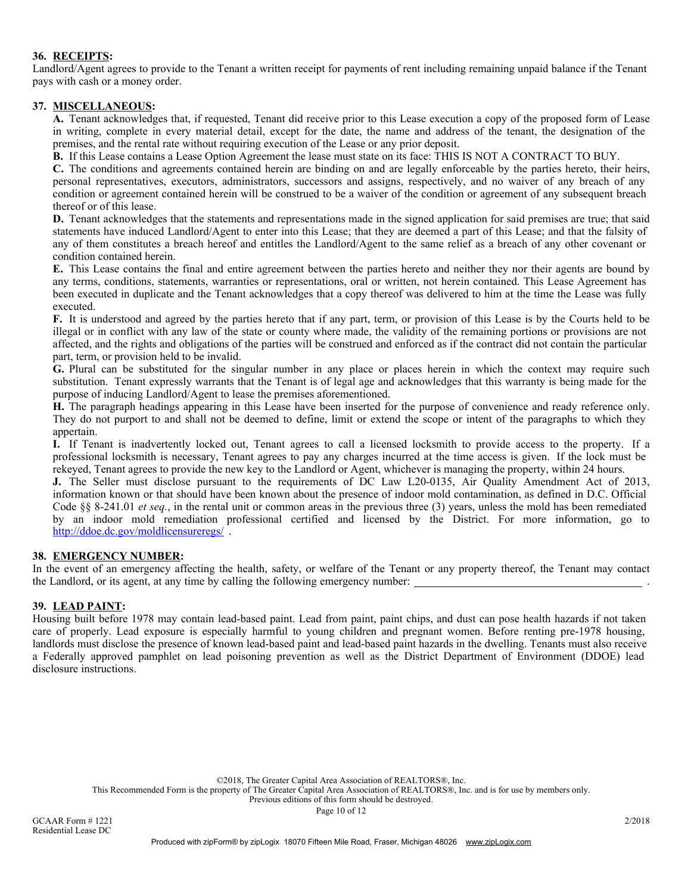**36. RECEIPTS:**

Landlord/Agent agrees to provide to the Tenant a written receipt for payments of rent including remaining unpaid balance if the Tenant pays with cash or a money order.

**37. MISCELLANEOUS:**

**A.** Tenant acknowledges that, if requested, Tenant did receive prior to this Lease execution a copy of the proposed form of Lease in writing, complete in every material detail, except for the date, the name and address of the tenant, the designation of the premises, and the rental rate without requiring execution of the Lease or any prior deposit.

**B.** If this Lease contains a Lease Option Agreement the lease must state on its face: THIS IS NOT A CONTRACT TO BUY.

**C.** The conditions and agreements contained herein are binding on and are legally enforceable by the parties hereto, their heirs, personal representatives, executors, administrators, successors and assigns, respectively, and no waiver of any breach of any condition or agreement contained herein will be construed to be a waiver of the condition or agreement of any subsequent breach thereof or of this lease.

**D.** Tenant acknowledges that the statements and representations made in the signed application for said premises are true; that said statements have induced Landlord/Agent to enter into this Lease; that they are deemed a part of this Lease; and that the falsity of any of them constitutes a breach hereof and entitles the Landlord/Agent to the same relief as a breach of any other covenant or condition contained herein.

**E.** This Lease contains the final and entire agreement between the parties hereto and neither they nor their agents are bound by any terms, conditions, statements, warranties or representations, oral or written, not herein contained. This Lease Agreement has been executed in duplicate and the Tenant acknowledges that a copy thereof was delivered to him at the time the Lease was fully executed.

**F.** It is understood and agreed by the parties hereto that if any part, term, or provision of this Lease is by the Courts held to be illegal or in conflict with any law of the state or county where made, the validity of the remaining portions or provisions are not affected, and the rights and obligations of the parties will be construed and enforced as if the contract did not contain the particular part, term, or provision held to be invalid.

**G.** Plural can be substituted for the singular number in any place or places herein in which the context may require such substitution. Tenant expressly warrants that the Tenant is of legal age and acknowledges that this warranty is being made for the purpose of inducing Landlord/Agent to lease the premises aforementioned.

**H.** The paragraph headings appearing in this Lease have been inserted for the purpose of convenience and ready reference only. They do not purport to and shall not be deemed to define, limit or extend the scope or intent of the paragraphs to which they appertain.

**I.** If Tenant is inadvertently locked out, Tenant agrees to call a licensed locksmith to provide access to the property. If a professional locksmith is necessary, Tenant agrees to pay any charges incurred at the time access is given. If the lock must be rekeyed, Tenant agrees to provide the new key to the Landlord or Agent, whichever is managing the property, within 24 hours.

**J.** The Seller must disclose pursuant to the requirements of DC Law L20-0135, Air Quality Amendment Act of 2013, information known or that should have been known about the presence of indoor mold contamination, as defined in D.C. Official Code §§ 8-241.01 *et seq.*, in the rental unit or common areas in the previous three (3) years, unless the mold has been remediated by an indoor mold remediation professional certified and licensed by the District. For more information, go to http://ddoe.dc.gov/moldlicensureregs/ .

**38. EMERGENCY NUMBER:**

In the event of an emergency affecting the health, safety, or welfare of the Tenant or any property thereof, the Tenant may contact the Landlord, or its agent, at any time by calling the following emergency number: ______________________________ .

**39. LEAD PAINT:**

Housing built before 1978 may contain lead-based paint. Lead from paint, paint chips, and dust can pose health hazards if not taken care of properly. Lead exposure is especially harmful to young children and pregnant women. Before renting pre-1978 housing, landlords must disclose the presence of known lead-based paint and lead-based paint hazards in the dwelling. Tenants must also receive a Federally approved pamphlet on lead poisoning prevention as well as the District Department of Environment (DDOE) lead disclosure instructions.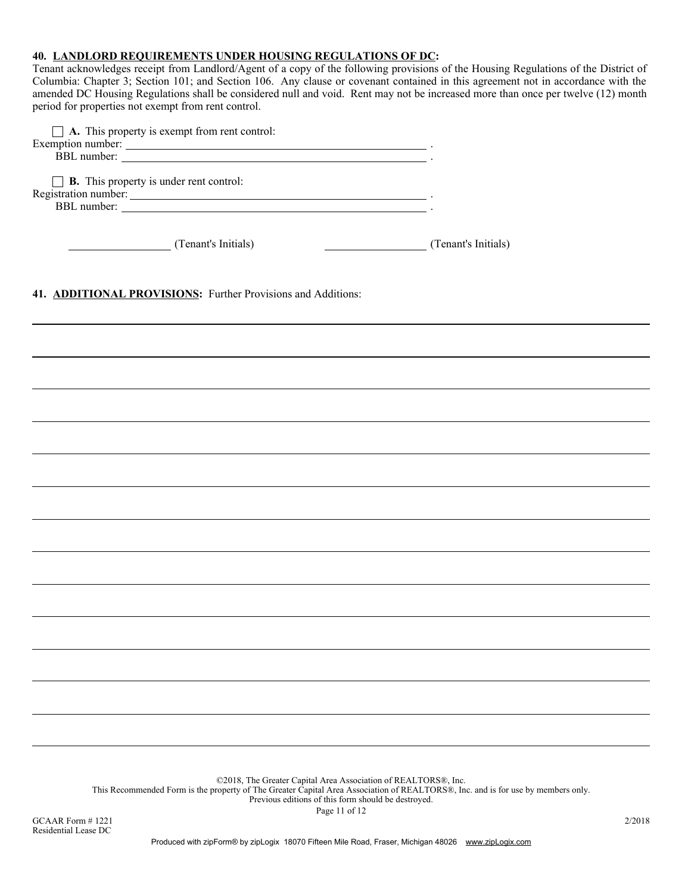**40. <u>LANDLORD REQUIREMENTS UNDER HOUSING REGULATIONS OF DC</u>:**
Tenant acknowledges receipt from Landlord/Agent of a copy of the following provisions of the Housing Regulations of the District of Columbia: Chapter 3; Section 101; and Section 106. Any clause or covenant contained in this agreement not in accordance with the amended DC Housing Regulations shall be considered null and void. Rent may not be increased more than once per twelve (12) month period for properties not exempt from rent control.

☐ **A.** This property is exempt from rent control:
Exemption number: ______________________________________________ .
BBL number: ______________________________________________ .

☐ **B.** This property is under rent control:
Registration number: ______________________________________________ .
BBL number: ______________________________________________ .

______________ (Tenant's Initials) ______________ (Tenant's Initials)

**41. <u>ADDITIONAL PROVISIONS</u>:** Further Provisions and Additions:

_______________________________________________________________________________

_______________________________________________________________________________

_______________________________________________________________________________

_______________________________________________________________________________

_______________________________________________________________________________

_______________________________________________________________________________

_______________________________________________________________________________

_______________________________________________________________________________

_______________________________________________________________________________

_______________________________________________________________________________

_______________________________________________________________________________

_______________________________________________________________________________

_______________________________________________________________________________

©2018, The Greater Capital Area Association of REALTORS®, Inc.
This Recommended Form is the property of The Greater Capital Area Association of REALTORS®, Inc. and is for use by members only.
Previous editions of this form should be destroyed.

GCAAR Form # 1221
Residential Lease DC 2/2018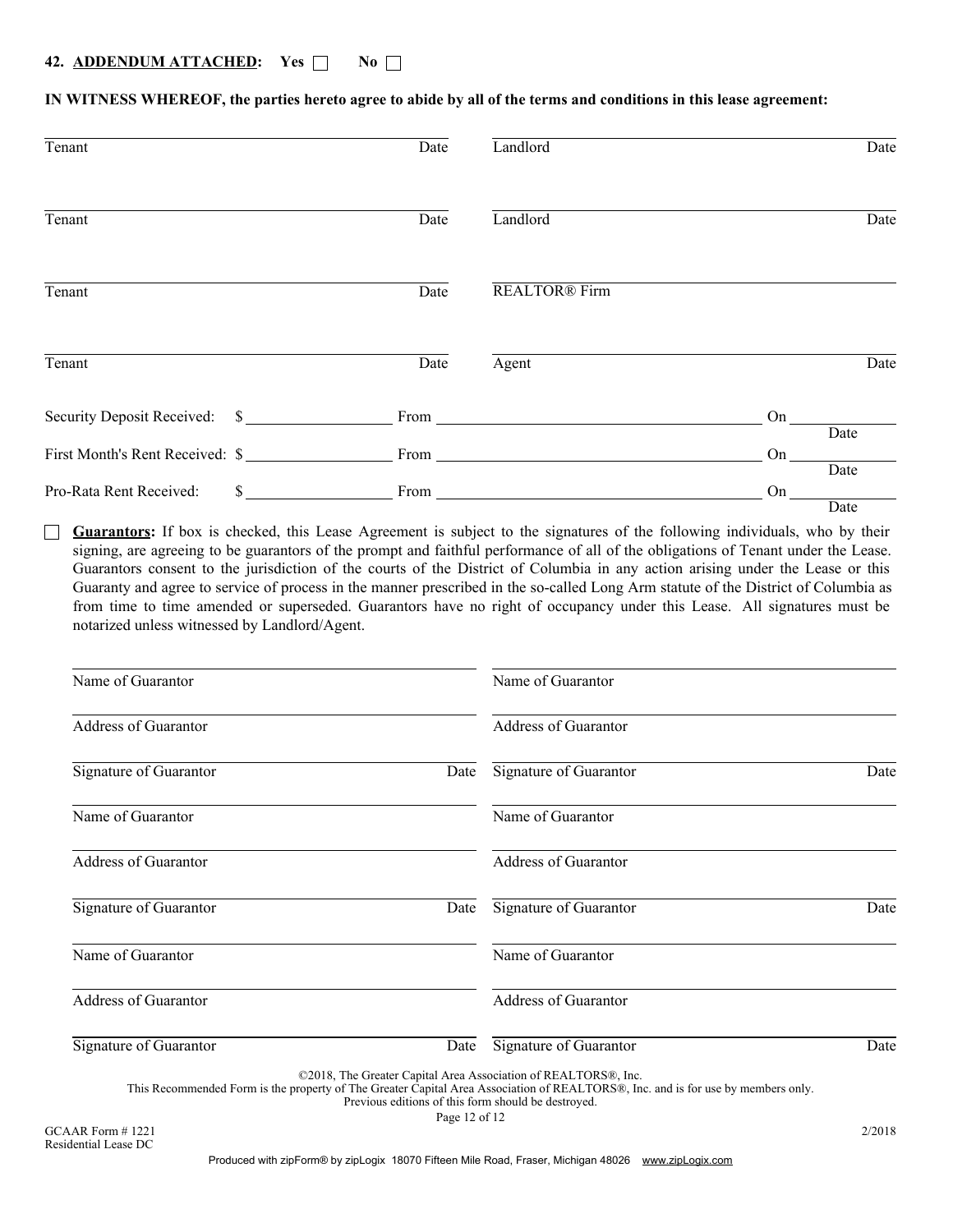**42. ADDENDUM ATTACHED: Yes ☐ No ☐**

**IN WITNESS WHEREOF, the parties hereto agree to abide by all of the terms and conditions in this lease agreement:**

| | | | |
|---|---|---|---|
| Tenant | Date | Landlord | Date |
| Tenant | Date | Landlord | Date |
| Tenant | Date | REALTOR® Firm | |
| Tenant | Date | Agent | Date |

Security Deposit Received: $ __________ From ____________________ On __________ (Date)

First Month's Rent Received: $ __________ From ____________________ On __________ (Date)

Pro-Rata Rent Received: $ __________ From ____________________ On __________ (Date)

☐ **Guarantors:** If box is checked, this Lease Agreement is subject to the signatures of the following individuals, who by their signing, are agreeing to be guarantors of the prompt and faithful performance of all of the obligations of Tenant under the Lease. Guarantors consent to the jurisdiction of the courts of the District of Columbia in any action arising under the Lease or this Guaranty and agree to service of process in the manner prescribed in the so-called Long Arm statute of the District of Columbia as from time to time amended or superseded. Guarantors have no right of occupancy under this Lease. All signatures must be notarized unless witnessed by Landlord/Agent.

| | | | |
|---|---|---|---|
| Name of Guarantor | | Name of Guarantor | |
| Address of Guarantor | | Address of Guarantor | |
| Signature of Guarantor | Date | Signature of Guarantor | Date |
| Name of Guarantor | | Name of Guarantor | |
| Address of Guarantor | | Address of Guarantor | |
| Signature of Guarantor | Date | Signature of Guarantor | Date |
| Name of Guarantor | | Name of Guarantor | |
| Address of Guarantor | | Address of Guarantor | |
| Signature of Guarantor | Date | Signature of Guarantor | Date |

©2018, The Greater Capital Area Association of REALTORS®, Inc.
This Recommended Form is the property of The Greater Capital Area Association of REALTORS®, Inc. and is for use by members only.
Previous editions of this form should be destroyed.

GCAAR Form # 1221
Residential Lease DC
2/2018